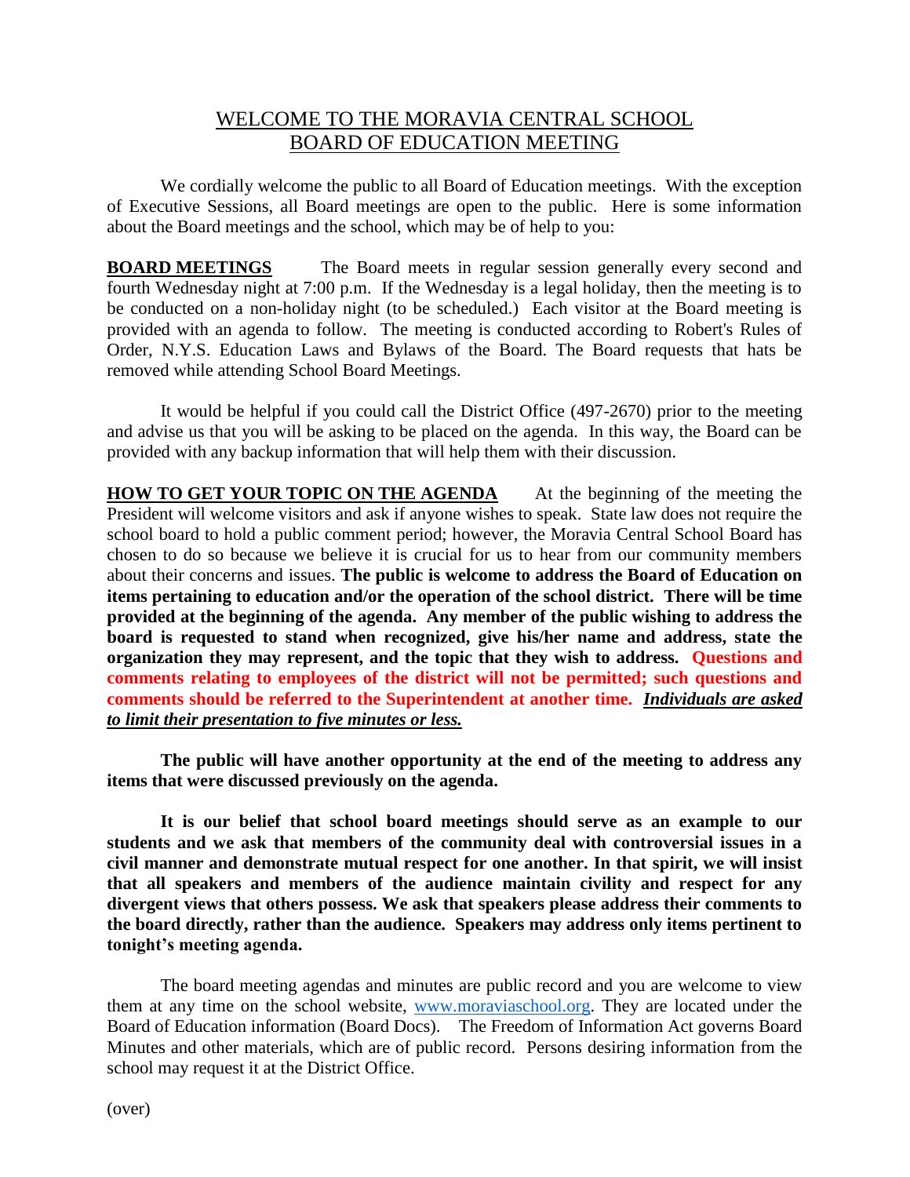# WELCOME TO THE MORAVIA CENTRAL SCHOOL BOARD OF EDUCATION MEETING

We cordially welcome the public to all Board of Education meetings. With the exception of Executive Sessions, all Board meetings are open to the public. Here is some information about the Board meetings and the school, which may be of help to you:

**BOARD MEETINGS** The Board meets in regular session generally every second and fourth Wednesday night at 7:00 p.m. If the Wednesday is a legal holiday, then the meeting is to be conducted on a non-holiday night (to be scheduled.) Each visitor at the Board meeting is provided with an agenda to follow. The meeting is conducted according to Robert's Rules of Order, N.Y.S. Education Laws and Bylaws of the Board. The Board requests that hats be removed while attending School Board Meetings.

It would be helpful if you could call the District Office (497-2670) prior to the meeting and advise us that you will be asking to be placed on the agenda. In this way, the Board can be provided with any backup information that will help them with their discussion.

**HOW TO GET YOUR TOPIC ON THE AGENDA** At the beginning of the meeting the President will welcome visitors and ask if anyone wishes to speak. State law does not require the school board to hold a public comment period; however, the Moravia Central School Board has chosen to do so because we believe it is crucial for us to hear from our community members about their concerns and issues. **The public is welcome to address the Board of Education on items pertaining to education and/or the operation of the school district. There will be time provided at the beginning of the agenda. Any member of the public wishing to address the board is requested to stand when recognized, give his/her name and address, state the organization they may represent, and the topic that they wish to address. Questions and comments relating to employees of the district will not be permitted; such questions and comments should be referred to the Superintendent at another time. *Individuals are asked to limit their presentation to five minutes or less.***

**The public will have another opportunity at the end of the meeting to address any items that were discussed previously on the agenda.**

**It is our belief that school board meetings should serve as an example to our students and we ask that members of the community deal with controversial issues in a civil manner and demonstrate mutual respect for one another. In that spirit, we will insist that all speakers and members of the audience maintain civility and respect for any divergent views that others possess. We ask that speakers please address their comments to the board directly, rather than the audience. Speakers may address only items pertinent to tonight's meeting agenda.**

The board meeting agendas and minutes are public record and you are welcome to view them at any time on the school website, www.moraviaschool.org. They are located under the Board of Education information (Board Docs). The Freedom of Information Act governs Board Minutes and other materials, which are of public record. Persons desiring information from the school may request it at the District Office.

(over)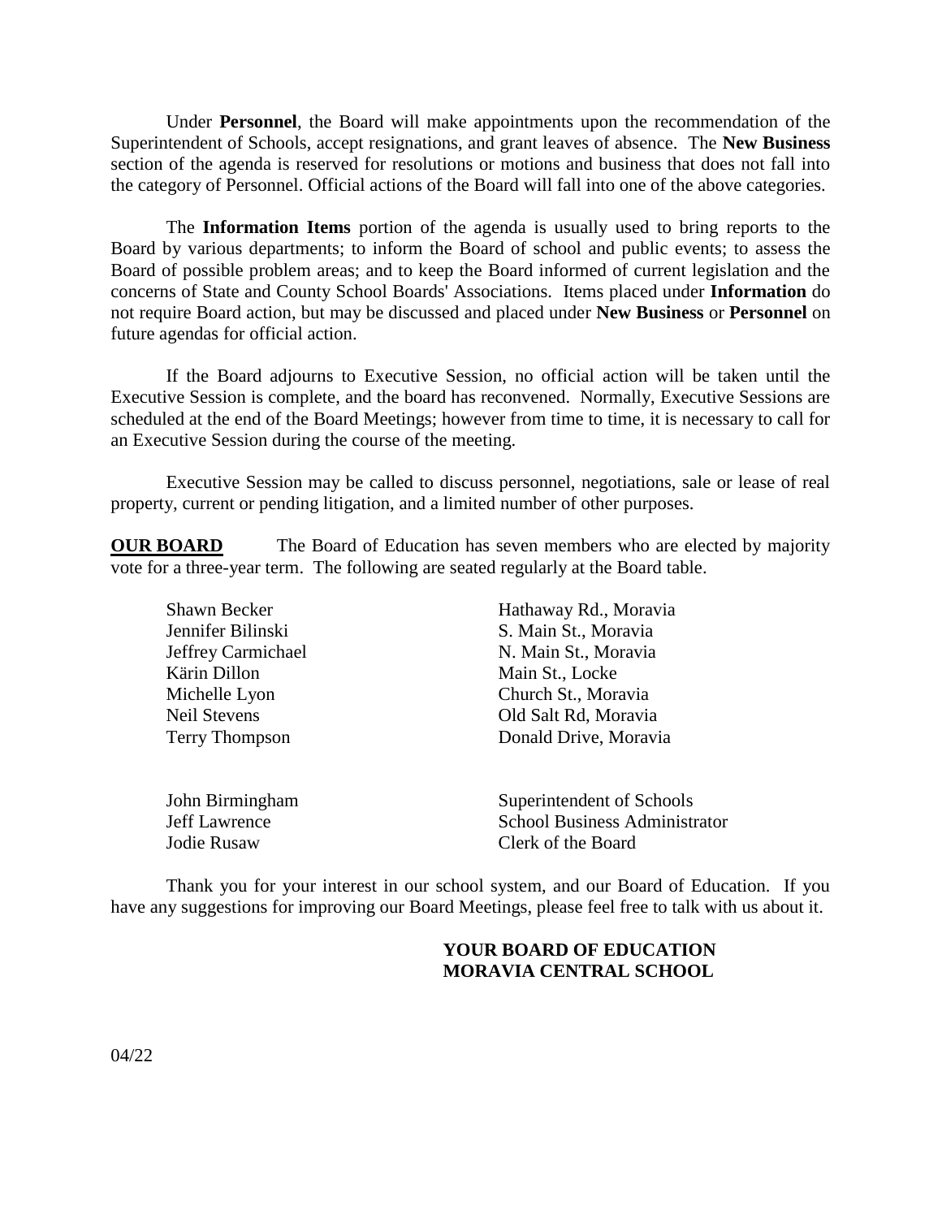Under **Personnel**, the Board will make appointments upon the recommendation of the Superintendent of Schools, accept resignations, and grant leaves of absence. The **New Business** section of the agenda is reserved for resolutions or motions and business that does not fall into the category of Personnel. Official actions of the Board will fall into one of the above categories.

The **Information Items** portion of the agenda is usually used to bring reports to the Board by various departments; to inform the Board of school and public events; to assess the Board of possible problem areas; and to keep the Board informed of current legislation and the concerns of State and County School Boards' Associations. Items placed under **Information** do not require Board action, but may be discussed and placed under **New Business** or **Personnel** on future agendas for official action.

If the Board adjourns to Executive Session, no official action will be taken until the Executive Session is complete, and the board has reconvened. Normally, Executive Sessions are scheduled at the end of the Board Meetings; however from time to time, it is necessary to call for an Executive Session during the course of the meeting.

Executive Session may be called to discuss personnel, negotiations, sale or lease of real property, current or pending litigation, and a limited number of other purposes.

**OUR BOARD** The Board of Education has seven members who are elected by majority vote for a three-year term. The following are seated regularly at the Board table.

| | |
|---|---|
| Shawn Becker | Hathaway Rd., Moravia |
| Jennifer Bilinski | S. Main St., Moravia |
| Jeffrey Carmichael | N. Main St., Moravia |
| Kärin Dillon | Main St., Locke |
| Michelle Lyon | Church St., Moravia |
| Neil Stevens | Old Salt Rd, Moravia |
| Terry Thompson | Donald Drive, Moravia |

| | |
|---|---|
| John Birmingham | Superintendent of Schools |
| Jeff Lawrence | School Business Administrator |
| Jodie Rusaw | Clerk of the Board |

Thank you for your interest in our school system, and our Board of Education. If you have any suggestions for improving our Board Meetings, please feel free to talk with us about it.

**YOUR BOARD OF EDUCATION**
**MORAVIA CENTRAL SCHOOL**

04/22